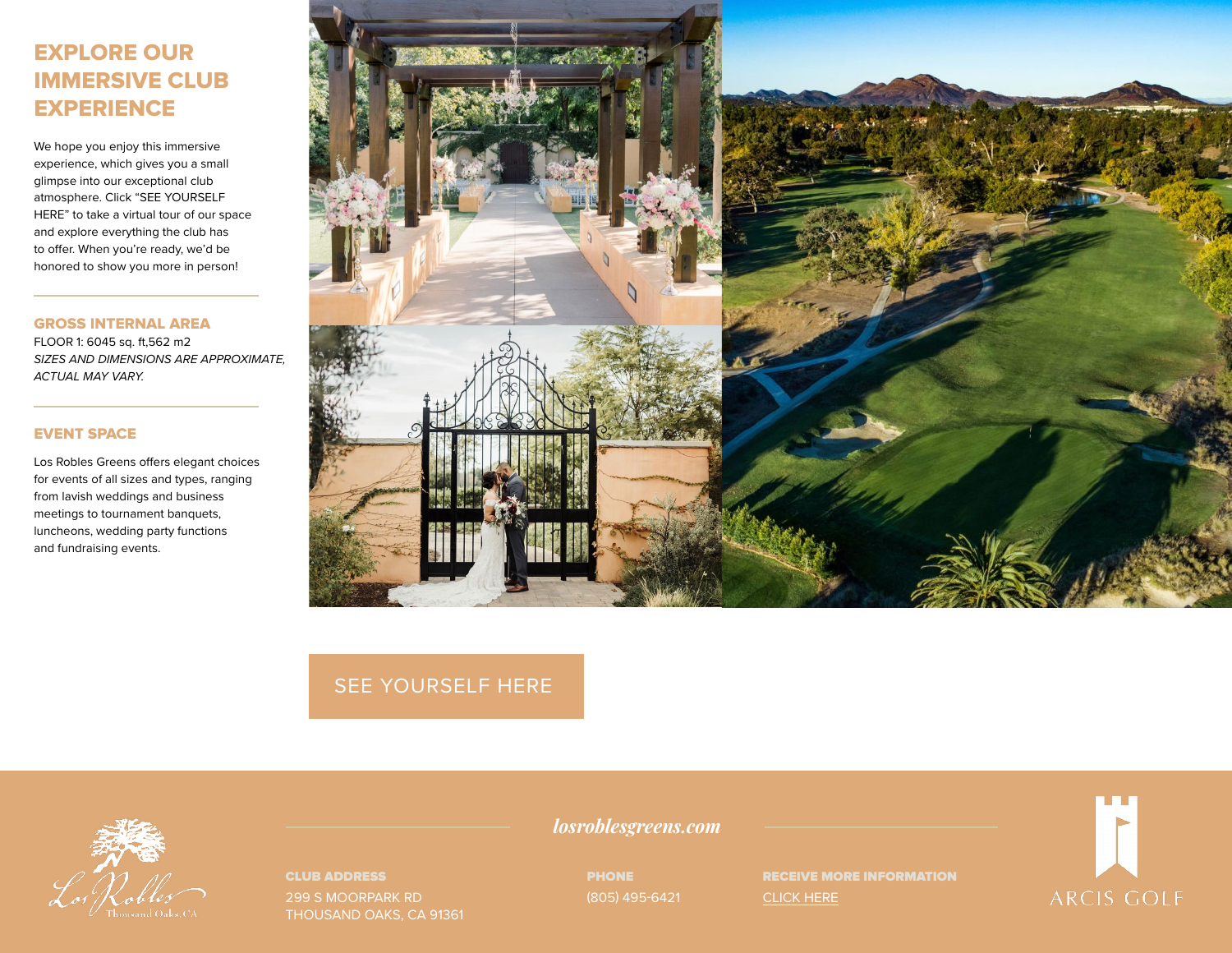# EXPLORE OUR IMMERSIVE CLUB EXPERIENCE

We hope you enjoy this immersive experience, which gives you a small glimpse into our exceptional club atmosphere. Click "SEE YOURSELF HERE" to take a virtual tour of our space and explore everything the club has to offer. When you're ready, we'd be honored to show you more in person!

## GROSS INTERNAL AREA

FLOOR 1: 6045 sq. ft,562 m2

*SIZES AND DIMENSIONS ARE APPROXIMATE, ACTUAL MAY VARY.*

## EVENT SPACE

Los Robles Greens offers elegant choices for events of all sizes and types, ranging from lavish weddings and business meetings to tournament banquets, luncheons, wedding party functions and fundraising events.

SEE YOURSELF HERE

*losroblesgreens.com*

**CLUB ADDRESS**
299 S MOORPARK RD
THOUSAND OAKS, CA 91361

**PHONE**
(805) 495-6421

**RECEIVE MORE INFORMATION**
CLICK HERE

Los Robles Thousand Oaks, CA

ARCIS GOLF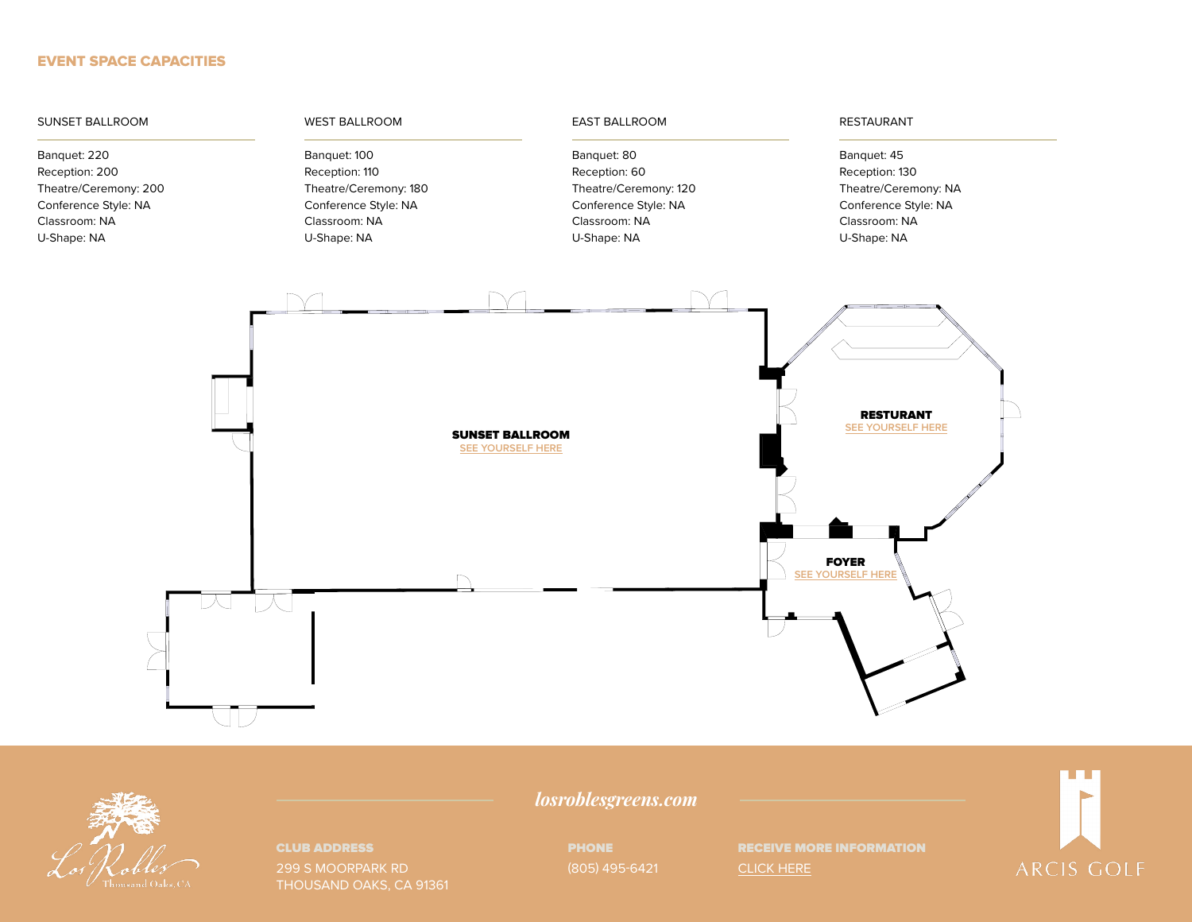## EVENT SPACE CAPACITIES

### SUNSET BALLROOM

Banquet: 220
Reception: 200
Theatre/Ceremony: 200
Conference Style: NA
Classroom: NA
U-Shape: NA

### WEST BALLROOM

Banquet: 100
Reception: 110
Theatre/Ceremony: 180
Conference Style: NA
Classroom: NA
U-Shape: NA

### EAST BALLROOM

Banquet: 80
Reception: 60
Theatre/Ceremony: 120
Conference Style: NA
Classroom: NA
U-Shape: NA

### RESTAURANT

Banquet: 45
Reception: 130
Theatre/Ceremony: NA
Conference Style: NA
Classroom: NA
U-Shape: NA

SUNSET BALLROOM
SEE YOURSELF HERE

RESTURANT
SEE YOURSELF HERE

FOYER
SEE YOURSELF HERE

*losroblesgreens.com*

**CLUB ADDRESS**
299 S MOORPARK RD
THOUSAND OAKS, CA 91361

**PHONE**
(805) 495-6421

**RECEIVE MORE INFORMATION**
CLICK HERE

Los Robles Thousand Oaks, CA

ARCIS GOLF